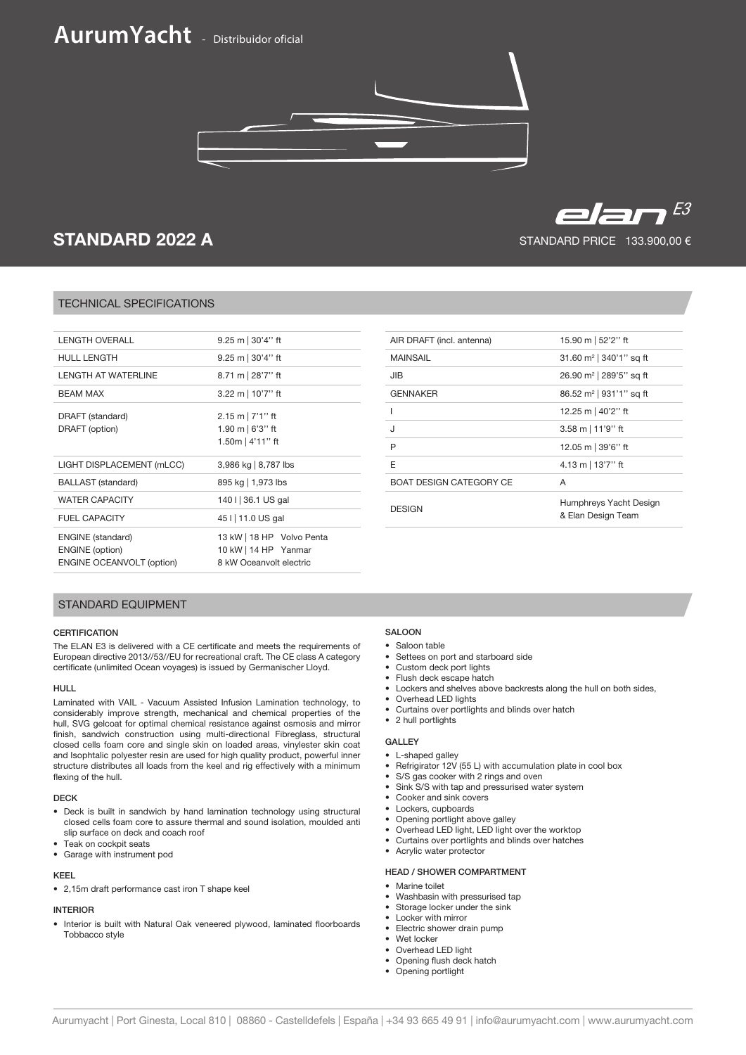# AurumYacht - Distribuidor oficial

elan E3

## STANDARD 2022 A

STANDARD PRICE 133.900,00 €

## TECHNICAL SPECIFICATIONS

| | |
|---|---|
| LENGTH OVERALL | 9.25 m \| 30'4'' ft |
| HULL LENGTH | 9.25 m \| 30'4'' ft |
| LENGTH AT WATERLINE | 8.71 m \| 28'7'' ft |
| BEAM MAX | 3.22 m \| 10'7'' ft |
| DRAFT (standard)<br>DRAFT (option) | 2.15 m \| 7'1'' ft<br>1.90 m \| 6'3'' ft<br>1.50m \| 4'11'' ft |
| LIGHT DISPLACEMENT (mLCC) | 3,986 kg \| 8,787 lbs |
| BALLAST (standard) | 895 kg \| 1,973 lbs |
| WATER CAPACITY | 140 l \| 36.1 US gal |
| FUEL CAPACITY | 45 l \| 11.0 US gal |
| ENGINE (standard)<br>ENGINE (option)<br>ENGINE OCEANVOLT (option) | 13 kW \| 18 HP Volvo Penta<br>10 kW \| 14 HP Yanmar<br>8 kW Oceanvolt electric |

| | |
|---|---|
| AIR DRAFT (incl. antenna) | 15.90 m \| 52'2'' ft |
| MAINSAIL | 31.60 m² \| 340'1'' sq ft |
| JIB | 26.90 m² \| 289'5'' sq ft |
| GENNAKER | 86.52 m² \| 931'1'' sq ft |
| I | 12.25 m \| 40'2'' ft |
| J | 3.58 m \| 11'9'' ft |
| P | 12.05 m \| 39'6'' ft |
| E | 4.13 m \| 13'7'' ft |
| BOAT DESIGN CATEGORY CE | A |
| DESIGN | Humphreys Yacht Design<br>& Elan Design Team |

## STANDARD EQUIPMENT

### CERTIFICATION

The ELAN E3 is delivered with a CE certificate and meets the requirements of European directive 2013//53//EU for recreational craft. The CE class A category certificate (unlimited Ocean voyages) is issued by Germanischer Lloyd.

### HULL

Laminated with VAIL - Vacuum Assisted Infusion Lamination technology, to considerably improve strength, mechanical and chemical properties of the hull, SVG gelcoat for optimal chemical resistance against osmosis and mirror finish, sandwich construction using multi-directional Fibreglass, structural closed cells foam core and single skin on loaded areas, vinylester skin coat and Isophtalic polyester resin are used for high quality product, powerful inner structure distributes all loads from the keel and rig effectively with a minimum flexing of the hull.

### DECK

- Deck is built in sandwich by hand lamination technology using structural closed cells foam core to assure thermal and sound isolation, moulded anti slip surface on deck and coach roof
- Teak on cockpit seats
- Garage with instrument pod

### KEEL

- 2,15m draft performance cast iron T shape keel

### INTERIOR

- Interior is built with Natural Oak veneered plywood, laminated floorboards Tobbacco style

### SALOON

- Saloon table
- Settees on port and starboard side
- Custom deck port lights
- Flush deck escape hatch
- Lockers and shelves above backrests along the hull on both sides,
- Overhead LED lights
- Curtains over portlights and blinds over hatch
- 2 hull portlights

### GALLEY

- L-shaped galley
- Refrigirator 12V (55 L) with accumulation plate in cool box
- S/S gas cooker with 2 rings and oven
- Sink S/S with tap and pressurised water system
- Cooker and sink covers
- Lockers, cupboards
- Opening portlight above galley
- Overhead LED light, LED light over the worktop
- Curtains over portlights and blinds over hatches
- Acrylic water protector

### HEAD / SHOWER COMPARTMENT

- Marine toilet
- Washbasin with pressurised tap
- Storage locker under the sink
- Locker with mirror
- Electric shower drain pump
- Wet locker
- Overhead LED light
- Opening flush deck hatch
- Opening portlight

Aurumyacht | Port Ginesta, Local 810 | 08860 - Castelldefels | España | +34 93 665 49 91 | info@aurumyacht.com | www.aurumyacht.com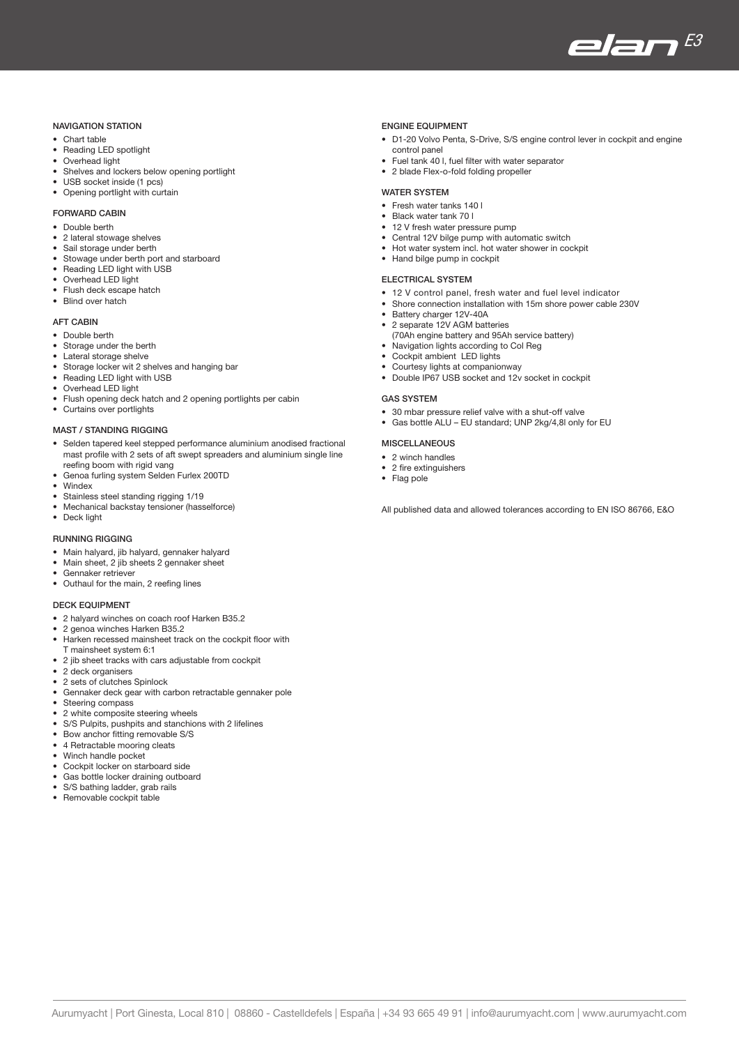### NAVIGATION STATION

- Chart table
- Reading LED spotlight
- Overhead light
- Shelves and lockers below opening portlight
- USB socket inside (1 pcs)
- Opening portlight with curtain

### FORWARD CABIN

- Double berth
- 2 lateral stowage shelves
- Sail storage under berth
- Stowage under berth port and starboard
- Reading LED light with USB
- Overhead LED light
- Flush deck escape hatch
- Blind over hatch

### AFT CABIN

- Double berth
- Storage under the berth
- Lateral storage shelve
- Storage locker wit 2 shelves and hanging bar
- Reading LED light with USB
- Overhead LED light
- Flush opening deck hatch and 2 opening portlights per cabin
- Curtains over portlights

### MAST / STANDING RIGGING

- Selden tapered keel stepped performance aluminium anodised fractional mast profile with 2 sets of aft swept spreaders and aluminium single line reefing boom with rigid vang
- Genoa furling system Selden Furlex 200TD
- Windex
- Stainless steel standing rigging 1/19
- Mechanical backstay tensioner (hasselforce)
- Deck light

### RUNNING RIGGING

- Main halyard, jib halyard, gennaker halyard
- Main sheet, 2 jib sheets 2 gennaker sheet
- Gennaker retriever
- Outhaul for the main, 2 reefing lines

### DECK EQUIPMENT

- 2 halyard winches on coach roof Harken B35.2
- 2 genoa winches Harken B35.2
- Harken recessed mainsheet track on the cockpit floor with T mainsheet system 6:1
- 2 jib sheet tracks with cars adjustable from cockpit
- 2 deck organisers
- 2 sets of clutches Spinlock
- Gennaker deck gear with carbon retractable gennaker pole
- Steering compass
- 2 white composite steering wheels
- S/S Pulpits, pushpits and stanchions with 2 lifelines
- Bow anchor fitting removable S/S
- 4 Retractable mooring cleats
- Winch handle pocket
- Cockpit locker on starboard side
- Gas bottle locker draining outboard
- S/S bathing ladder, grab rails
- Removable cockpit table

### ENGINE EQUIPMENT

- D1-20 Volvo Penta, S-Drive, S/S engine control lever in cockpit and engine control panel
- Fuel tank 40 l, fuel filter with water separator
- 2 blade Flex-o-fold folding propeller

### WATER SYSTEM

- Fresh water tanks 140 l
- Black water tank 70 l
- 12 V fresh water pressure pump
- Central 12V bilge pump with automatic switch
- Hot water system incl. hot water shower in cockpit
- Hand bilge pump in cockpit

### ELECTRICAL SYSTEM

- 12 V control panel, fresh water and fuel level indicator
- Shore connection installation with 15m shore power cable 230V
- Battery charger 12V-40A
- 2 separate 12V AGM batteries (70Ah engine battery and 95Ah service battery)
- Navigation lights according to Col Reg
- Cockpit ambient LED lights
- Courtesy lights at companionway
- Double IP67 USB socket and 12v socket in cockpit

### GAS SYSTEM

- 30 mbar pressure relief valve with a shut-off valve
- Gas bottle ALU – EU standard; UNP 2kg/4,8l only for EU

### MISCELLANEOUS

- 2 winch handles
- 2 fire extinguishers
- Flag pole

All published data and allowed tolerances according to EN ISO 86766, E&O

Aurumyacht | Port Ginesta, Local 810 | 08860 - Castelldefels | España | +34 93 665 49 91 | info@aurumyacht.com | www.aurumyacht.com